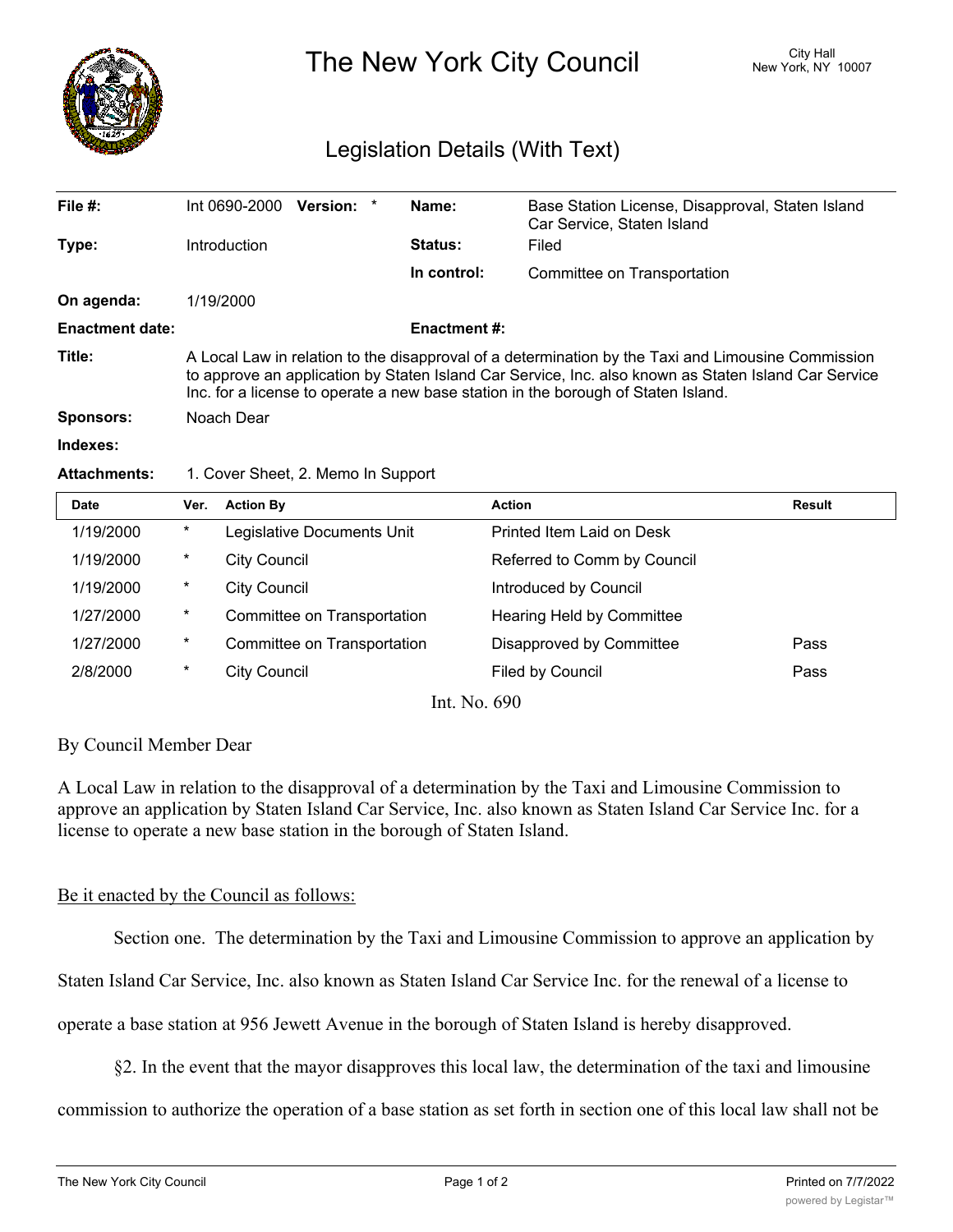# The New York City Council

City Hall
New York, NY 10007

## Legislation Details (With Text)

| | | | |
|---|---|---|---|
| **File #:** | Int 0690-2000 **Version:** * | **Name:** | Base Station License, Disapproval, Staten Island Car Service, Staten Island |
| **Type:** | Introduction | **Status:** | Filed |
| | | **In control:** | Committee on Transportation |
| **On agenda:** | 1/19/2000 | | |
| **Enactment date:** | | **Enactment #:** | |

**Title:** A Local Law in relation to the disapproval of a determination by the Taxi and Limousine Commission to approve an application by Staten Island Car Service, Inc. also known as Staten Island Car Service Inc. for a license to operate a new base station in the borough of Staten Island.

**Sponsors:** Noach Dear

**Indexes:**

**Attachments:** 1. Cover Sheet, 2. Memo In Support

| Date | Ver. | Action By | Action | Result |
|---|---|---|---|---|
| 1/19/2000 | * | Legislative Documents Unit | Printed Item Laid on Desk | |
| 1/19/2000 | * | City Council | Referred to Comm by Council | |
| 1/19/2000 | * | City Council | Introduced by Council | |
| 1/27/2000 | * | Committee on Transportation | Hearing Held by Committee | |
| 1/27/2000 | * | Committee on Transportation | Disapproved by Committee | Pass |
| 2/8/2000 | * | City Council | Filed by Council | Pass |

Int. No. 690

By Council Member Dear

A Local Law in relation to the disapproval of a determination by the Taxi and Limousine Commission to approve an application by Staten Island Car Service, Inc. also known as Staten Island Car Service Inc. for a license to operate a new base station in the borough of Staten Island.

Be it enacted by the Council as follows:

Section one. The determination by the Taxi and Limousine Commission to approve an application by Staten Island Car Service, Inc. also known as Staten Island Car Service Inc. for the renewal of a license to operate a base station at 956 Jewett Avenue in the borough of Staten Island is hereby disapproved.

§2. In the event that the mayor disapproves this local law, the determination of the taxi and limousine commission to authorize the operation of a base station as set forth in section one of this local law shall not be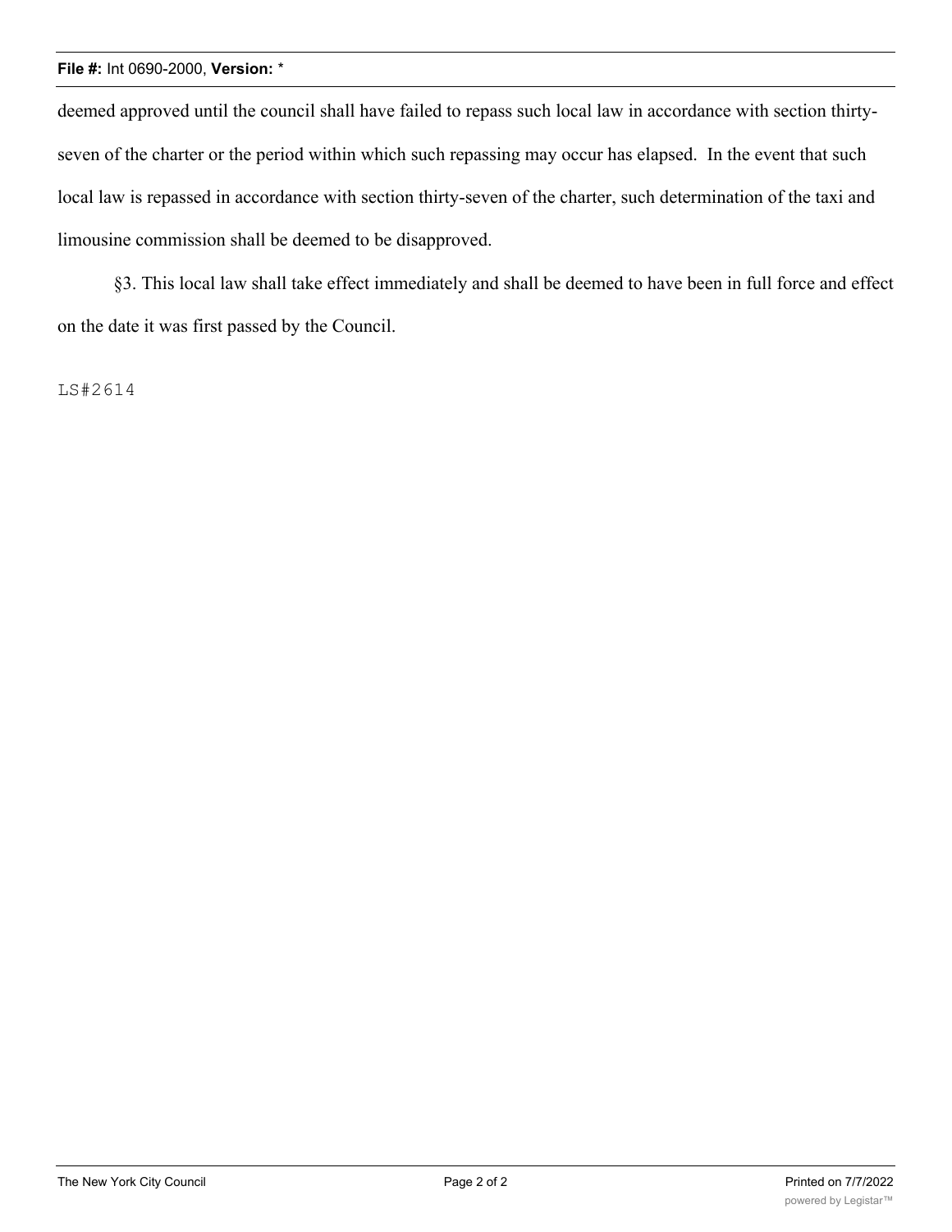deemed approved until the council shall have failed to repass such local law in accordance with section thirty-seven of the charter or the period within which such repassing may occur has elapsed. In the event that such local law is repassed in accordance with section thirty-seven of the charter, such determination of the taxi and limousine commission shall be deemed to be disapproved.

§3. This local law shall take effect immediately and shall be deemed to have been in full force and effect on the date it was first passed by the Council.

LS#2614